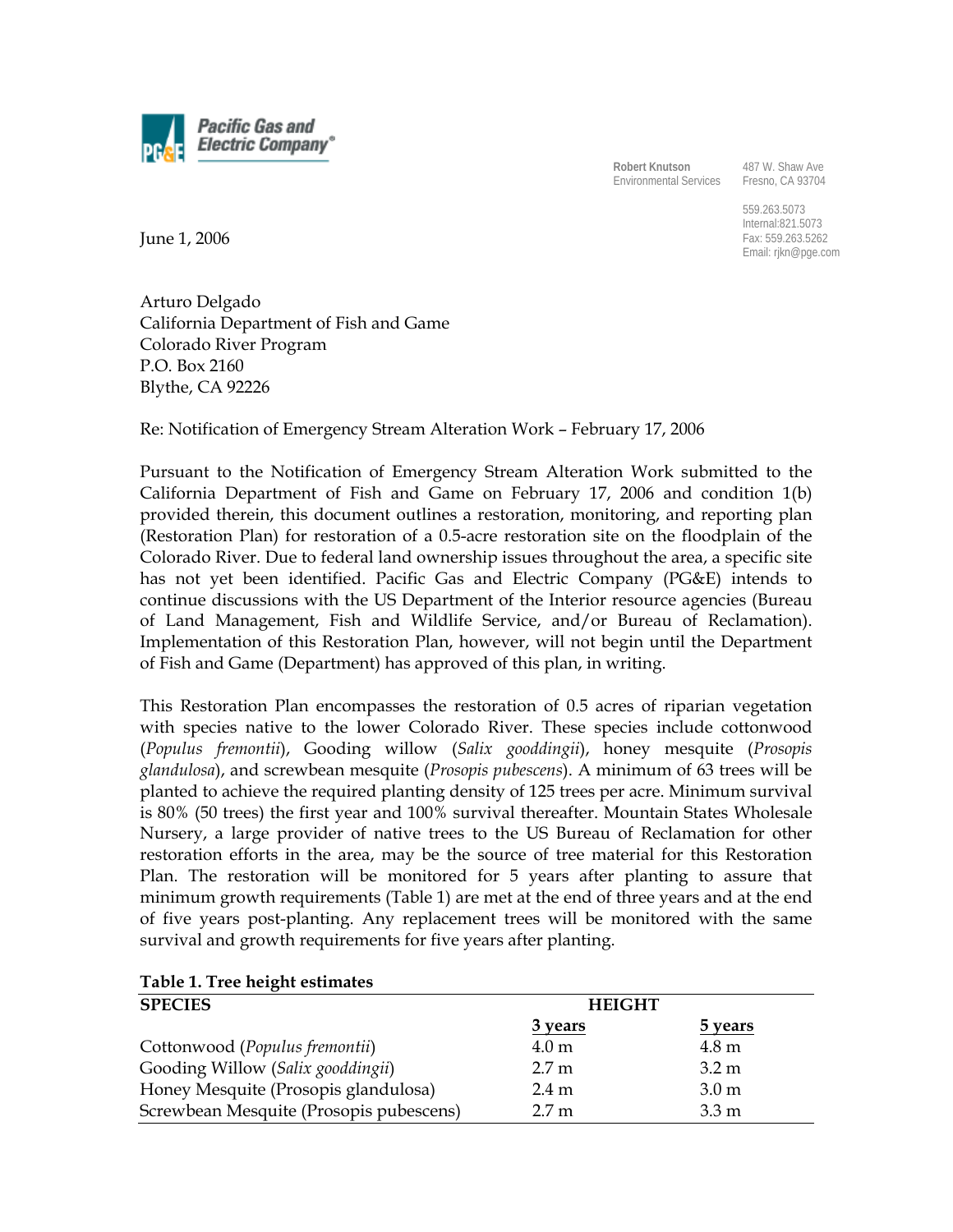**Pacific Gas and Electric Company®**

Robert Knutson
Environmental Services

487 W. Shaw Ave
Fresno, CA 93704

559.263.5073
Internal:821.5073
Fax: 559.263.5262
Email: rjkn@pge.com

June 1, 2006

Arturo Delgado
California Department of Fish and Game
Colorado River Program
P.O. Box 2160
Blythe, CA 92226

Re: Notification of Emergency Stream Alteration Work – February 17, 2006

Pursuant to the Notification of Emergency Stream Alteration Work submitted to the California Department of Fish and Game on February 17, 2006 and condition 1(b) provided therein, this document outlines a restoration, monitoring, and reporting plan (Restoration Plan) for restoration of a 0.5-acre restoration site on the floodplain of the Colorado River. Due to federal land ownership issues throughout the area, a specific site has not yet been identified. Pacific Gas and Electric Company (PG&E) intends to continue discussions with the US Department of the Interior resource agencies (Bureau of Land Management, Fish and Wildlife Service, and/or Bureau of Reclamation). Implementation of this Restoration Plan, however, will not begin until the Department of Fish and Game (Department) has approved of this plan, in writing.

This Restoration Plan encompasses the restoration of 0.5 acres of riparian vegetation with species native to the lower Colorado River. These species include cottonwood (*Populus fremontii*), Gooding willow (*Salix gooddingii*), honey mesquite (*Prosopis glandulosa*), and screwbean mesquite (*Prosopis pubescens*). A minimum of 63 trees will be planted to achieve the required planting density of 125 trees per acre. Minimum survival is 80% (50 trees) the first year and 100% survival thereafter. Mountain States Wholesale Nursery, a large provider of native trees to the US Bureau of Reclamation for other restoration efforts in the area, may be the source of tree material for this Restoration Plan. The restoration will be monitored for 5 years after planting to assure that minimum growth requirements (Table 1) are met at the end of three years and at the end of five years post-planting. Any replacement trees will be monitored with the same survival and growth requirements for five years after planting.

**Table 1. Tree height estimates**

| SPECIES | HEIGHT | |
|---|---|---|
| | 3 years | 5 years |
| Cottonwood (*Populus fremontii*) | 4.0 m | 4.8 m |
| Gooding Willow (*Salix gooddingii*) | 2.7 m | 3.2 m |
| Honey Mesquite (Prosopis glandulosa) | 2.4 m | 3.0 m |
| Screwbean Mesquite (Prosopis pubescens) | 2.7 m | 3.3 m |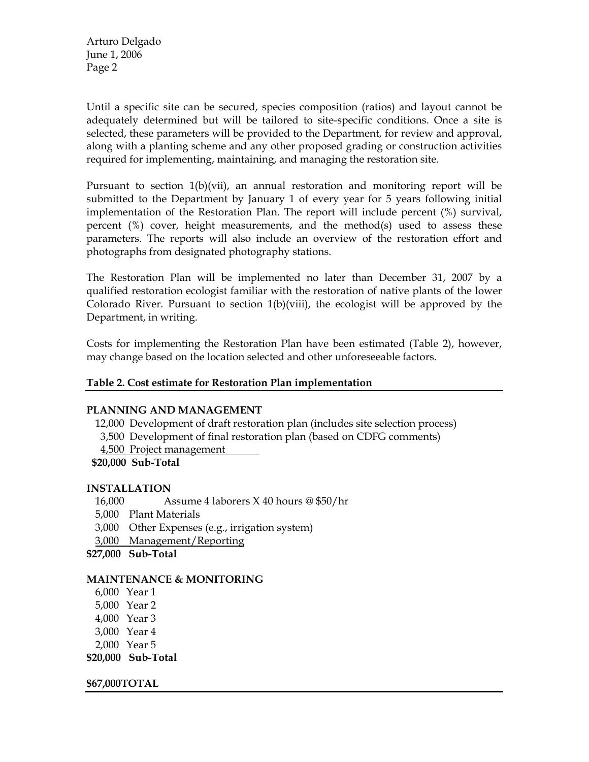Until a specific site can be secured, species composition (ratios) and layout cannot be adequately determined but will be tailored to site-specific conditions. Once a site is selected, these parameters will be provided to the Department, for review and approval, along with a planting scheme and any other proposed grading or construction activities required for implementing, maintaining, and managing the restoration site.

Pursuant to section 1(b)(vii), an annual restoration and monitoring report will be submitted to the Department by January 1 of every year for 5 years following initial implementation of the Restoration Plan. The report will include percent (%) survival, percent (%) cover, height measurements, and the method(s) used to assess these parameters. The reports will also include an overview of the restoration effort and photographs from designated photography stations.

The Restoration Plan will be implemented no later than December 31, 2007 by a qualified restoration ecologist familiar with the restoration of native plants of the lower Colorado River. Pursuant to section 1(b)(viii), the ecologist will be approved by the Department, in writing.

Costs for implementing the Restoration Plan have been estimated (Table 2), however, may change based on the location selected and other unforeseeable factors.

**Table 2. Cost estimate for Restoration Plan implementation**

| Cost | Item |
|---|---|
| **PLANNING AND MANAGEMENT** | |
| 12,000 | Development of draft restoration plan (includes site selection process) |
| 3,500 | Development of final restoration plan (based on CDFG comments) |
| 4,500 | Project management |
| **$20,000** | **Sub-Total** |
| **INSTALLATION** | |
| 16,000 | Assume 4 laborers X 40 hours @ $50/hr |
| 5,000 | Plant Materials |
| 3,000 | Other Expenses (e.g., irrigation system) |
| 3,000 | Management/Reporting |
| **$27,000** | **Sub-Total** |
| **MAINTENANCE & MONITORING** | |
| 6,000 | Year 1 |
| 5,000 | Year 2 |
| 4,000 | Year 3 |
| 3,000 | Year 4 |
| 2,000 | Year 5 |
| **$20,000** | **Sub-Total** |
| **$67,000** | **TOTAL** |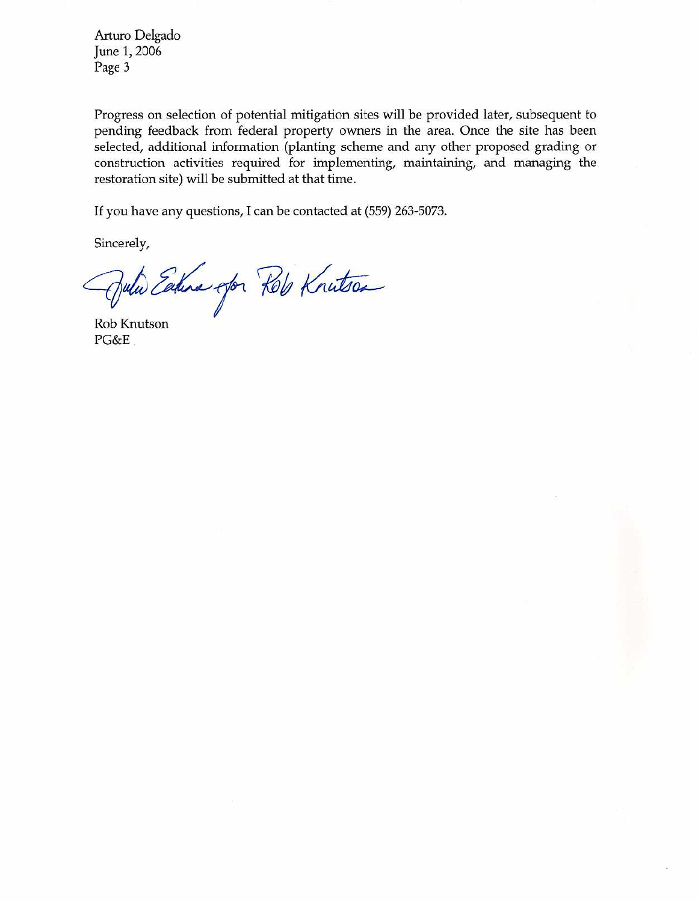Progress on selection of potential mitigation sites will be provided later, subsequent to pending feedback from federal property owners in the area. Once the site has been selected, additional information (planting scheme and any other proposed grading or construction activities required for implementing, maintaining, and managing the restoration site) will be submitted at that time.

If you have any questions, I can be contacted at (559) 263-5073.

Sincerely,

Julie Eakins for Rob Knutson

Rob Knutson
PG&E